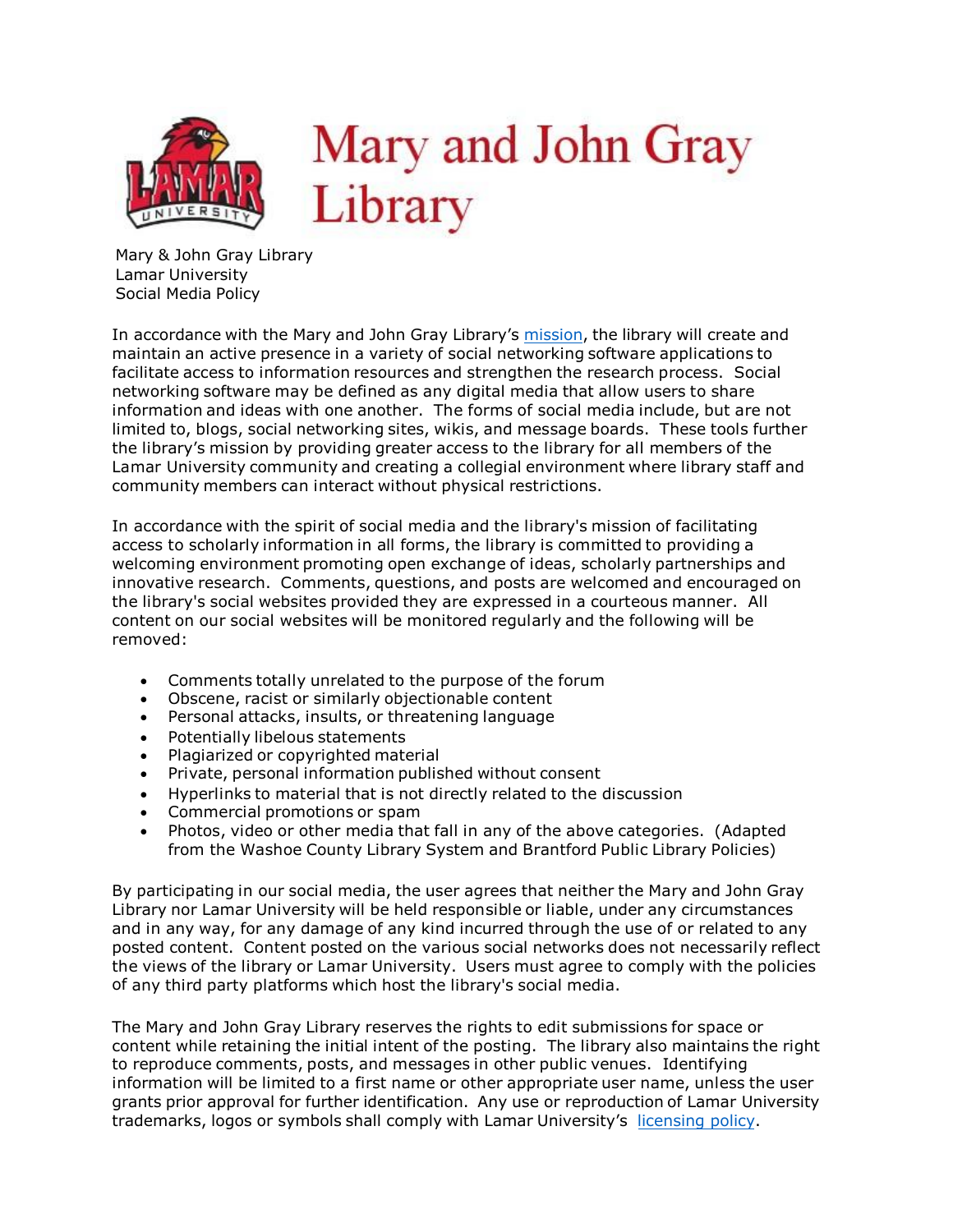# Mary and John Gray Library

Mary & John Gray Library
Lamar University
Social Media Policy

In accordance with the Mary and John Gray Library's [mission](), the library will create and maintain an active presence in a variety of social networking software applications to facilitate access to information resources and strengthen the research process. Social networking software may be defined as any digital media that allow users to share information and ideas with one another. The forms of social media include, but are not limited to, blogs, social networking sites, wikis, and message boards. These tools further the library's mission by providing greater access to the library for all members of the Lamar University community and creating a collegial environment where library staff and community members can interact without physical restrictions.

In accordance with the spirit of social media and the library's mission of facilitating access to scholarly information in all forms, the library is committed to providing a welcoming environment promoting open exchange of ideas, scholarly partnerships and innovative research. Comments, questions, and posts are welcomed and encouraged on the library's social websites provided they are expressed in a courteous manner. All content on our social websites will be monitored regularly and the following will be removed:

- Comments totally unrelated to the purpose of the forum
- Obscene, racist or similarly objectionable content
- Personal attacks, insults, or threatening language
- Potentially libelous statements
- Plagiarized or copyrighted material
- Private, personal information published without consent
- Hyperlinks to material that is not directly related to the discussion
- Commercial promotions or spam
- Photos, video or other media that fall in any of the above categories. (Adapted from the Washoe County Library System and Brantford Public Library Policies)

By participating in our social media, the user agrees that neither the Mary and John Gray Library nor Lamar University will be held responsible or liable, under any circumstances and in any way, for any damage of any kind incurred through the use of or related to any posted content. Content posted on the various social networks does not necessarily reflect the views of the library or Lamar University. Users must agree to comply with the policies of any third party platforms which host the library's social media.

The Mary and John Gray Library reserves the rights to edit submissions for space or content while retaining the initial intent of the posting. The library also maintains the right to reproduce comments, posts, and messages in other public venues. Identifying information will be limited to a first name or other appropriate user name, unless the user grants prior approval for further identification. Any use or reproduction of Lamar University trademarks, logos or symbols shall comply with Lamar University's [licensing policy]().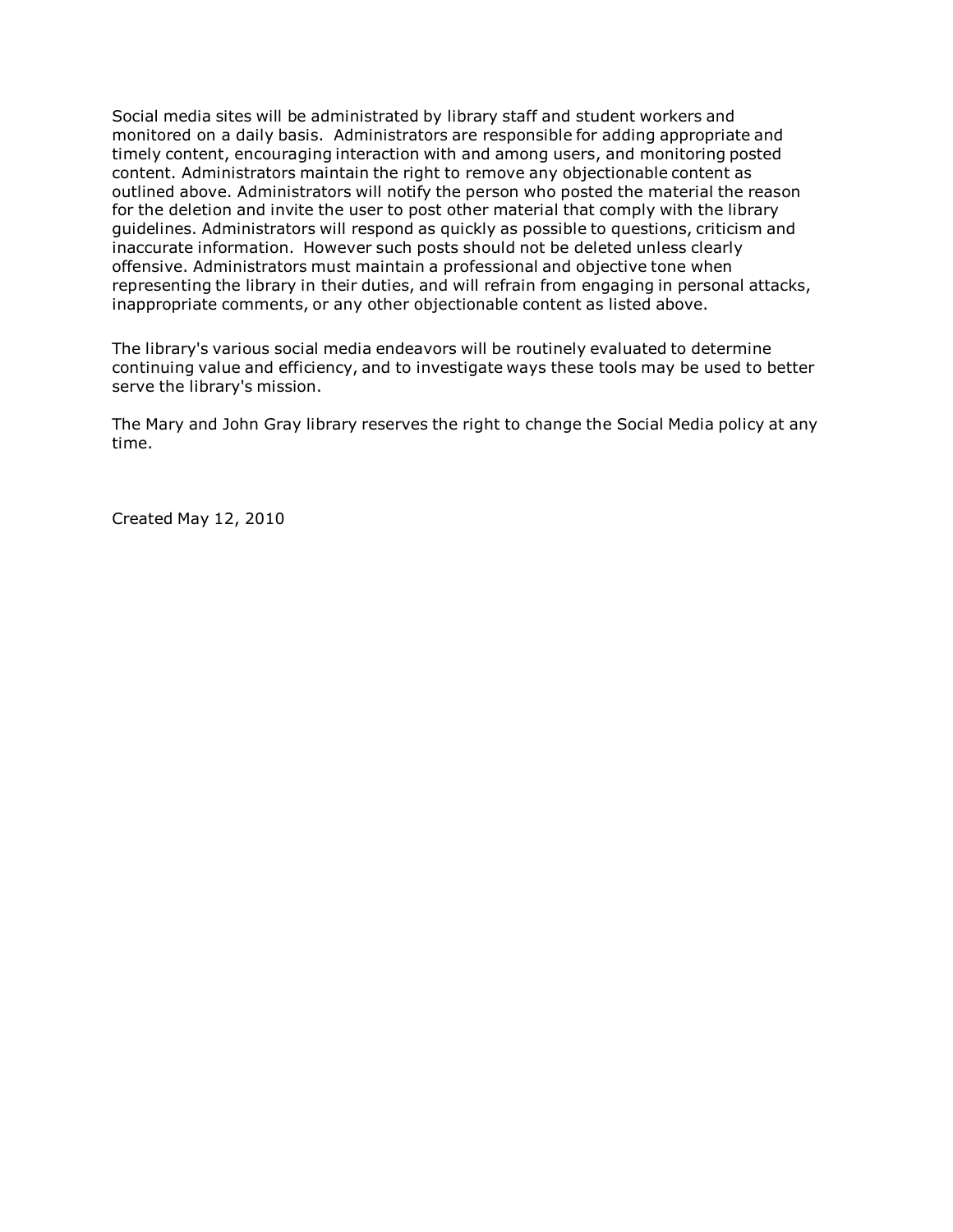Social media sites will be administrated by library staff and student workers and monitored on a daily basis. Administrators are responsible for adding appropriate and timely content, encouraging interaction with and among users, and monitoring posted content. Administrators maintain the right to remove any objectionable content as outlined above. Administrators will notify the person who posted the material the reason for the deletion and invite the user to post other material that comply with the library guidelines. Administrators will respond as quickly as possible to questions, criticism and inaccurate information. However such posts should not be deleted unless clearly offensive. Administrators must maintain a professional and objective tone when representing the library in their duties, and will refrain from engaging in personal attacks, inappropriate comments, or any other objectionable content as listed above.

The library's various social media endeavors will be routinely evaluated to determine continuing value and efficiency, and to investigate ways these tools may be used to better serve the library's mission.

The Mary and John Gray library reserves the right to change the Social Media policy at any time.

Created May 12, 2010